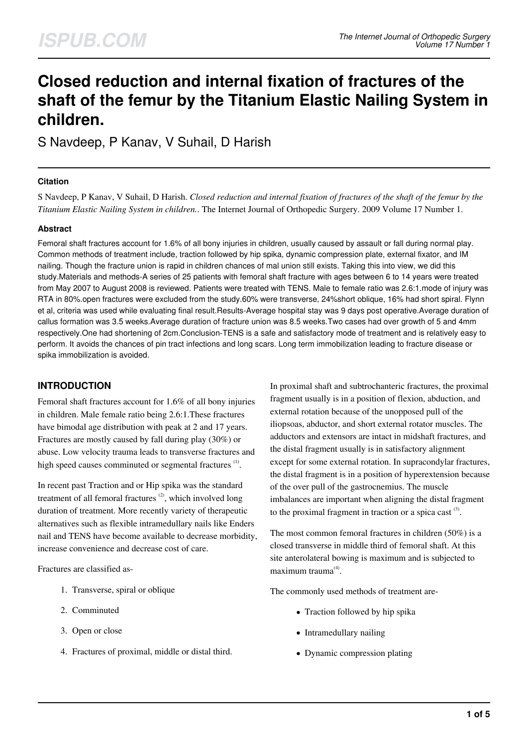# Closed reduction and internal fixation of fractures of the shaft of the femur by the Titanium Elastic Nailing System in children.

S Navdeep, P Kanav, V Suhail, D Harish

### Citation

S Navdeep, P Kanav, V Suhail, D Harish. *Closed reduction and internal fixation of fractures of the shaft of the femur by the Titanium Elastic Nailing System in children.*. The Internet Journal of Orthopedic Surgery. 2009 Volume 17 Number 1.

### Abstract

Femoral shaft fractures account for 1.6% of all bony injuries in children, usually caused by assault or fall during normal play. Common methods of treatment include, traction followed by hip spika, dynamic compression plate, external fixator, and IM nailing. Though the fracture union is rapid in children chances of mal union still exists. Taking this into view, we did this study.Materials and methods-A series of 25 patients with femoral shaft fracture with ages between 6 to 14 years were treated from May 2007 to August 2008 is reviewed. Patients were treated with TENS. Male to female ratio was 2.6:1.mode of injury was RTA in 80%.open fractures were excluded from the study.60% were transverse, 24%short oblique, 16% had short spiral. Flynn et al, criteria was used while evaluating final result.Results-Average hospital stay was 9 days post operative.Average duration of callus formation was 3.5 weeks.Average duration of fracture union was 8.5 weeks.Two cases had over growth of 5 and 4mm respectively.One had shortening of 2cm.Conclusion-TENS is a safe and satisfactory mode of treatment and is relatively easy to perform. It avoids the chances of pin tract infections and long scars. Long term immobilization leading to fracture disease or spika immobilization is avoided.

## INTRODUCTION

Femoral shaft fractures account for 1.6% of all bony injuries in children. Male female ratio being 2.6:1.These fractures have bimodal age distribution with peak at 2 and 17 years. Fractures are mostly caused by fall during play (30%) or abuse. Low velocity trauma leads to transverse fractures and high speed causes comminuted or segmental fractures [1].

In recent past Traction and or Hip spika was the standard treatment of all femoral fractures [2], which involved long duration of treatment. More recently variety of therapeutic alternatives such as flexible intramedullary nails like Enders nail and TENS have become available to decrease morbidity, increase convenience and decrease cost of care.

Fractures are classified as-

1. Transverse, spiral or oblique
2. Comminuted
3. Open or close
4. Fractures of proximal, middle or distal third.

In proximal shaft and subtrochanteric fractures, the proximal fragment usually is in a position of flexion, abduction, and external rotation because of the unopposed pull of the iliopsoas, abductor, and short external rotator muscles. The adductors and extensors are intact in midshaft fractures, and the distal fragment usually is in satisfactory alignment except for some external rotation. In supracondylar fractures, the distal fragment is in a position of hyperextension because of the over pull of the gastrocnemius. The muscle imbalances are important when aligning the distal fragment to the proximal fragment in traction or a spica cast [3].

The most common femoral fractures in children (50%) is a closed transverse in middle third of femoral shaft. At this site anterolateral bowing is maximum and is subjected to maximum trauma[4].

The commonly used methods of treatment are-

- Traction followed by hip spika
- Intramedullary nailing
- Dynamic compression plating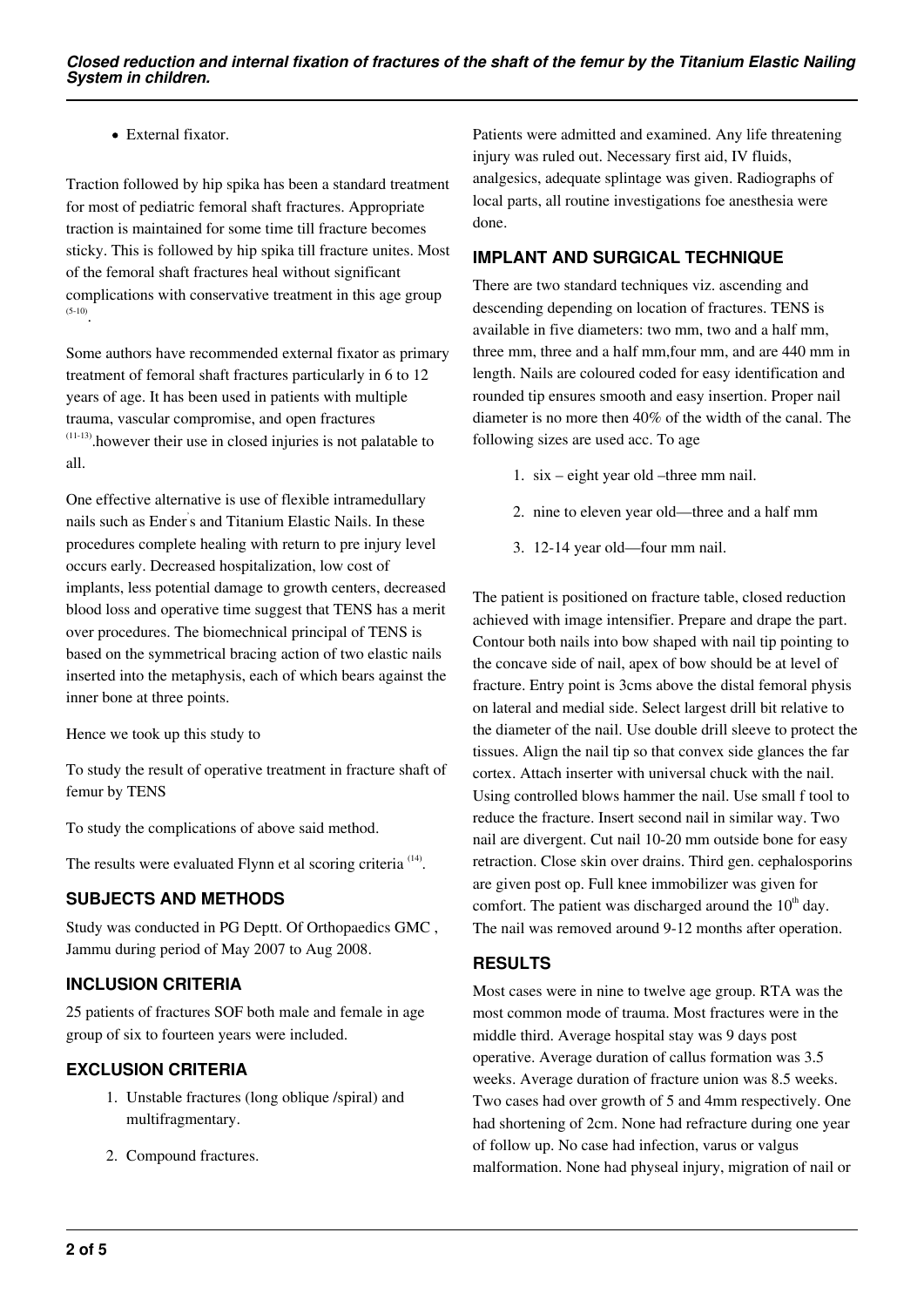- External fixator.

Traction followed by hip spika has been a standard treatment for most of pediatric femoral shaft fractures. Appropriate traction is maintained for some time till fracture becomes sticky. This is followed by hip spika till fracture unites. Most of the femoral shaft fractures heal without significant complications with conservative treatment in this age group [5-10].

Some authors have recommended external fixator as primary treatment of femoral shaft fractures particularly in 6 to 12 years of age. It has been used in patients with multiple trauma, vascular compromise, and open fractures [11-13].however their use in closed injuries is not palatable to all.

One effective alternative is use of flexible intramedullary nails such as Ender's and Titanium Elastic Nails. In these procedures complete healing with return to pre injury level occurs early. Decreased hospitalization, low cost of implants, less potential damage to growth centers, decreased blood loss and operative time suggest that TENS has a merit over procedures. The biomechnical principal of TENS is based on the symmetrical bracing action of two elastic nails inserted into the metaphysis, each of which bears against the inner bone at three points.

Hence we took up this study to

To study the result of operative treatment in fracture shaft of femur by TENS

To study the complications of above said method.

The results were evaluated Flynn et al scoring criteria [14].

## SUBJECTS AND METHODS

Study was conducted in PG Deptt. Of Orthopaedics GMC , Jammu during period of May 2007 to Aug 2008.

## INCLUSION CRITERIA

25 patients of fractures SOF both male and female in age group of six to fourteen years were included.

## EXCLUSION CRITERIA

1. Unstable fractures (long oblique /spiral) and multifragmentary.
2. Compound fractures.

Patients were admitted and examined. Any life threatening injury was ruled out. Necessary first aid, IV fluids, analgesics, adequate splintage was given. Radiographs of local parts, all routine investigations foe anesthesia were done.

## IMPLANT AND SURGICAL TECHNIQUE

There are two standard techniques viz. ascending and descending depending on location of fractures. TENS is available in five diameters: two mm, two and a half mm, three mm, three and a half mm,four mm, and are 440 mm in length. Nails are coloured coded for easy identification and rounded tip ensures smooth and easy insertion. Proper nail diameter is no more then 40% of the width of the canal. The following sizes are used acc. To age

1. six – eight year old –three mm nail.
2. nine to eleven year old—three and a half mm
3. 12-14 year old—four mm nail.

The patient is positioned on fracture table, closed reduction achieved with image intensifier. Prepare and drape the part. Contour both nails into bow shaped with nail tip pointing to the concave side of nail, apex of bow should be at level of fracture. Entry point is 3cms above the distal femoral physis on lateral and medial side. Select largest drill bit relative to the diameter of the nail. Use double drill sleeve to protect the tissues. Align the nail tip so that convex side glances the far cortex. Attach inserter with universal chuck with the nail. Using controlled blows hammer the nail. Use small f tool to reduce the fracture. Insert second nail in similar way. Two nail are divergent. Cut nail 10-20 mm outside bone for easy retraction. Close skin over drains. Third gen. cephalosporins are given post op. Full knee immobilizer was given for comfort. The patient was discharged around the 10th day. The nail was removed around 9-12 months after operation.

## RESULTS

Most cases were in nine to twelve age group. RTA was the most common mode of trauma. Most fractures were in the middle third. Average hospital stay was 9 days post operative. Average duration of callus formation was 3.5 weeks. Average duration of fracture union was 8.5 weeks. Two cases had over growth of 5 and 4mm respectively. One had shortening of 2cm. None had refracture during one year of follow up. No case had infection, varus or valgus malformation. None had physeal injury, migration of nail or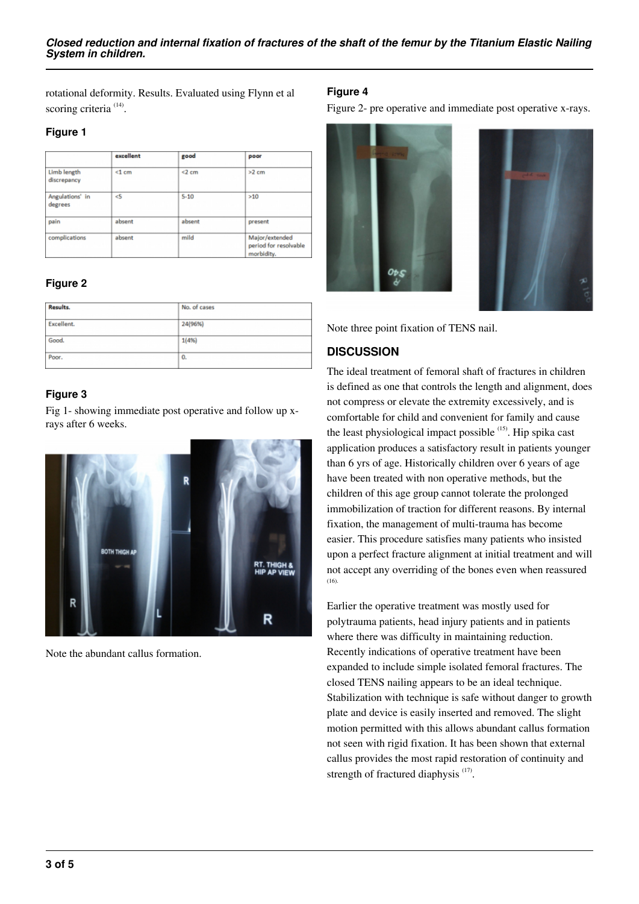rotational deformity. Results. Evaluated using Flynn et al scoring criteria [14].

### Figure 1

|  | excellent | good | poor |
|---|---|---|---|
| Limb length discrepancy | <1 cm | <2 cm | >2 cm |
| Angulations' in degrees | <5 | 5-10 | >10 |
| pain | absent | absent | present |
| complications | absent | mild | Major/extended period for resolvable morbidity. |

### Figure 2

| Results. | No. of cases |
|---|---|
| Excellent. | 24(96%) |
| Good. | 1(4%) |
| Poor. | 0. |

### Figure 3

Fig 1- showing immediate post operative and follow up x-rays after 6 weeks.

Note the abundant callus formation.

### Figure 4

Figure 2- pre operative and immediate post operative x-rays.

Note three point fixation of TENS nail.

## DISCUSSION

The ideal treatment of femoral shaft of fractures in children is defined as one that controls the length and alignment, does not compress or elevate the extremity excessively, and is comfortable for child and convenient for family and cause the least physiological impact possible [15]. Hip spika cast application produces a satisfactory result in patients younger than 6 yrs of age. Historically children over 6 years of age have been treated with non operative methods, but the children of this age group cannot tolerate the prolonged immobilization of traction for different reasons. By internal fixation, the management of multi-trauma has become easier. This procedure satisfies many patients who insisted upon a perfect fracture alignment at initial treatment and will not accept any overriding of the bones even when reassured [16].

Earlier the operative treatment was mostly used for polytrauma patients, head injury patients and in patients where there was difficulty in maintaining reduction. Recently indications of operative treatment have been expanded to include simple isolated femoral fractures. The closed TENS nailing appears to be an ideal technique. Stabilization with technique is safe without danger to growth plate and device is easily inserted and removed. The slight motion permitted with this allows abundant callus formation not seen with rigid fixation. It has been shown that external callus provides the most rapid restoration of continuity and strength of fractured diaphysis [17].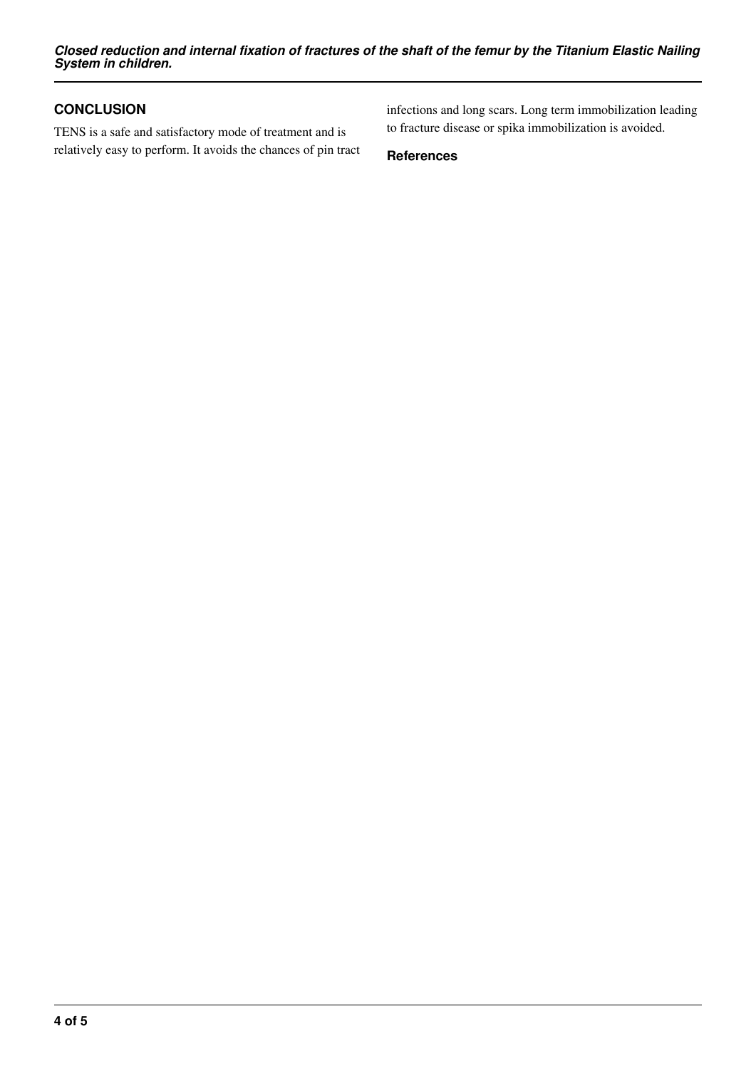## CONCLUSION

TENS is a safe and satisfactory mode of treatment and is relatively easy to perform. It avoids the chances of pin tract infections and long scars. Long term immobilization leading to fracture disease or spika immobilization is avoided.

### References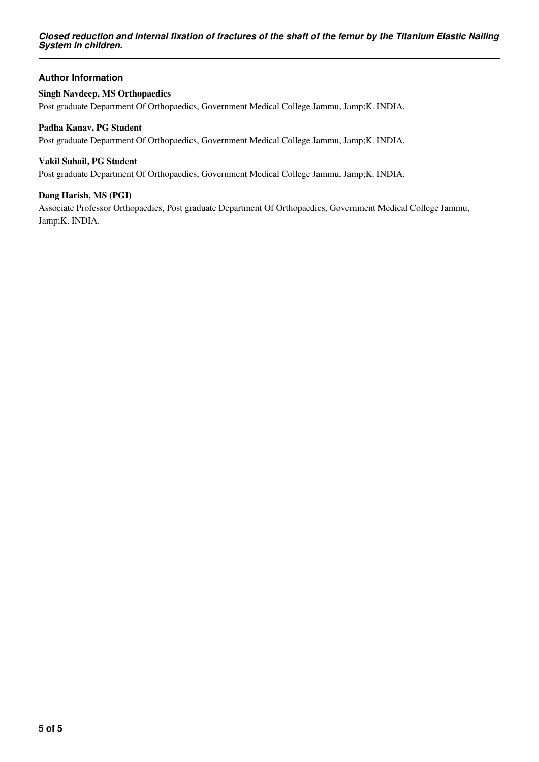## Author Information

**Singh Navdeep, MS Orthopaedics**

Post graduate Department Of Orthopaedics, Government Medical College Jammu, Jamp;K. INDIA.

**Padha Kanav, PG Student**

Post graduate Department Of Orthopaedics, Government Medical College Jammu, Jamp;K. INDIA.

**Vakil Suhail, PG Student**

Post graduate Department Of Orthopaedics, Government Medical College Jammu, Jamp;K. INDIA.

**Dang Harish, MS (PGI)**

Associate Professor Orthopaedics, Post graduate Department Of Orthopaedics, Government Medical College Jammu, Jamp;K. INDIA.